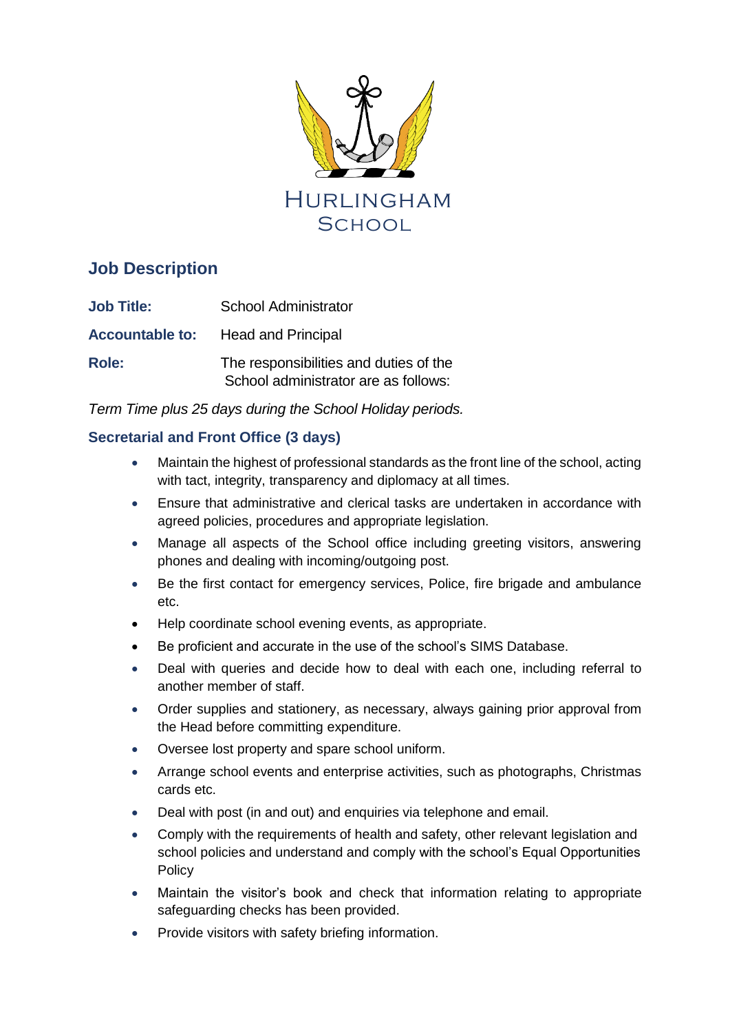HURLINGHAM
SCHOOL

## Job Description

**Job Title:** School Administrator

**Accountable to:** Head and Principal

**Role:** The responsibilities and duties of the School administrator are as follows:

*Term Time plus 25 days during the School Holiday periods.*

### Secretarial and Front Office (3 days)

- Maintain the highest of professional standards as the front line of the school, acting with tact, integrity, transparency and diplomacy at all times.
- Ensure that administrative and clerical tasks are undertaken in accordance with agreed policies, procedures and appropriate legislation.
- Manage all aspects of the School office including greeting visitors, answering phones and dealing with incoming/outgoing post.
- Be the first contact for emergency services, Police, fire brigade and ambulance etc.
- Help coordinate school evening events, as appropriate.
- Be proficient and accurate in the use of the school's SIMS Database.
- Deal with queries and decide how to deal with each one, including referral to another member of staff.
- Order supplies and stationery, as necessary, always gaining prior approval from the Head before committing expenditure.
- Oversee lost property and spare school uniform.
- Arrange school events and enterprise activities, such as photographs, Christmas cards etc.
- Deal with post (in and out) and enquiries via telephone and email.
- Comply with the requirements of health and safety, other relevant legislation and school policies and understand and comply with the school's Equal Opportunities Policy
- Maintain the visitor's book and check that information relating to appropriate safeguarding checks has been provided.
- Provide visitors with safety briefing information.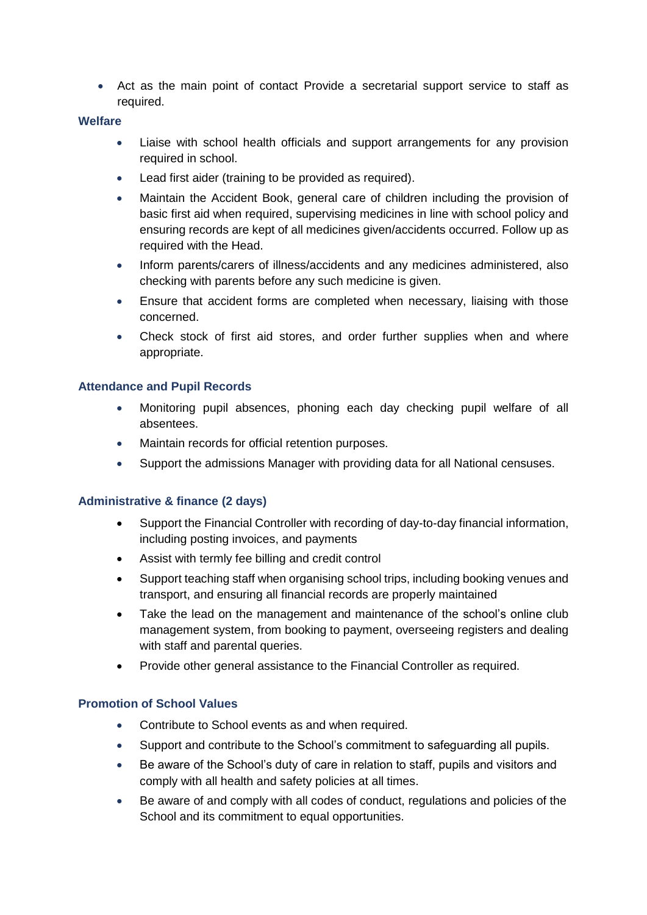- Act as the main point of contact Provide a secretarial support service to staff as required.

### Welfare

- Liaise with school health officials and support arrangements for any provision required in school.
- Lead first aider (training to be provided as required).
- Maintain the Accident Book, general care of children including the provision of basic first aid when required, supervising medicines in line with school policy and ensuring records are kept of all medicines given/accidents occurred. Follow up as required with the Head.
- Inform parents/carers of illness/accidents and any medicines administered, also checking with parents before any such medicine is given.
- Ensure that accident forms are completed when necessary, liaising with those concerned.
- Check stock of first aid stores, and order further supplies when and where appropriate.

### Attendance and Pupil Records

- Monitoring pupil absences, phoning each day checking pupil welfare of all absentees.
- Maintain records for official retention purposes.
- Support the admissions Manager with providing data for all National censuses.

### Administrative & finance (2 days)

- Support the Financial Controller with recording of day-to-day financial information, including posting invoices, and payments
- Assist with termly fee billing and credit control
- Support teaching staff when organising school trips, including booking venues and transport, and ensuring all financial records are properly maintained
- Take the lead on the management and maintenance of the school's online club management system, from booking to payment, overseeing registers and dealing with staff and parental queries.
- Provide other general assistance to the Financial Controller as required.

### Promotion of School Values

- Contribute to School events as and when required.
- Support and contribute to the School's commitment to safeguarding all pupils.
- Be aware of the School's duty of care in relation to staff, pupils and visitors and comply with all health and safety policies at all times.
- Be aware of and comply with all codes of conduct, regulations and policies of the School and its commitment to equal opportunities.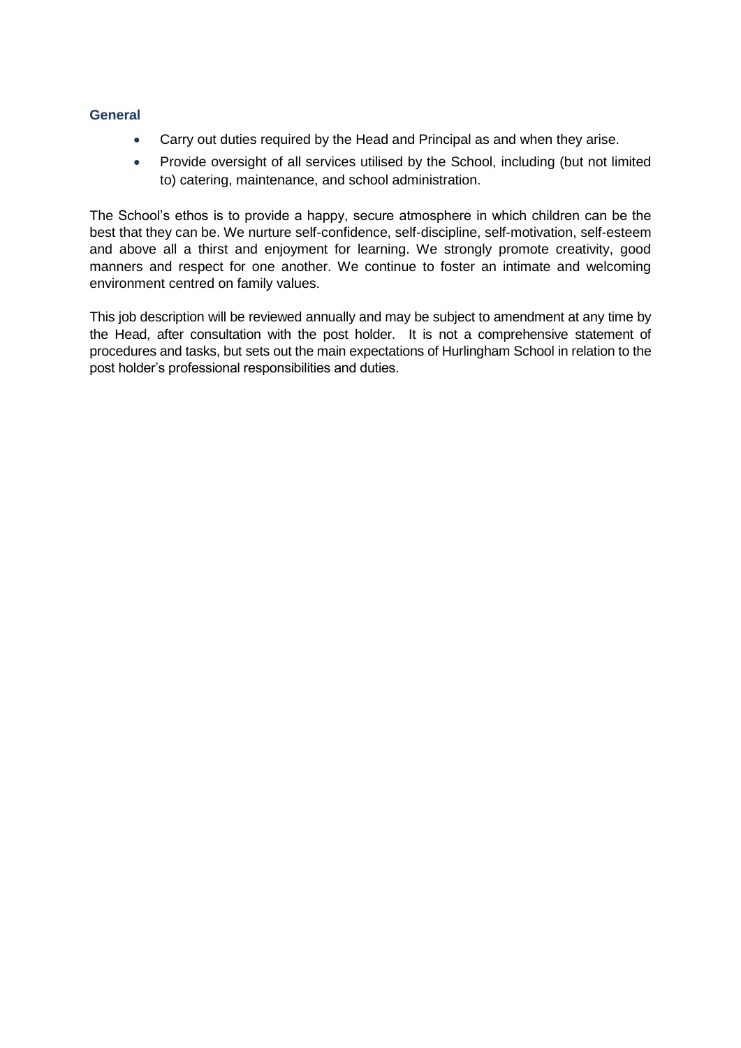### General

- Carry out duties required by the Head and Principal as and when they arise.
- Provide oversight of all services utilised by the School, including (but not limited to) catering, maintenance, and school administration.

The School's ethos is to provide a happy, secure atmosphere in which children can be the best that they can be. We nurture self-confidence, self-discipline, self-motivation, self-esteem and above all a thirst and enjoyment for learning. We strongly promote creativity, good manners and respect for one another. We continue to foster an intimate and welcoming environment centred on family values.

This job description will be reviewed annually and may be subject to amendment at any time by the Head, after consultation with the post holder. It is not a comprehensive statement of procedures and tasks, but sets out the main expectations of Hurlingham School in relation to the post holder's professional responsibilities and duties.